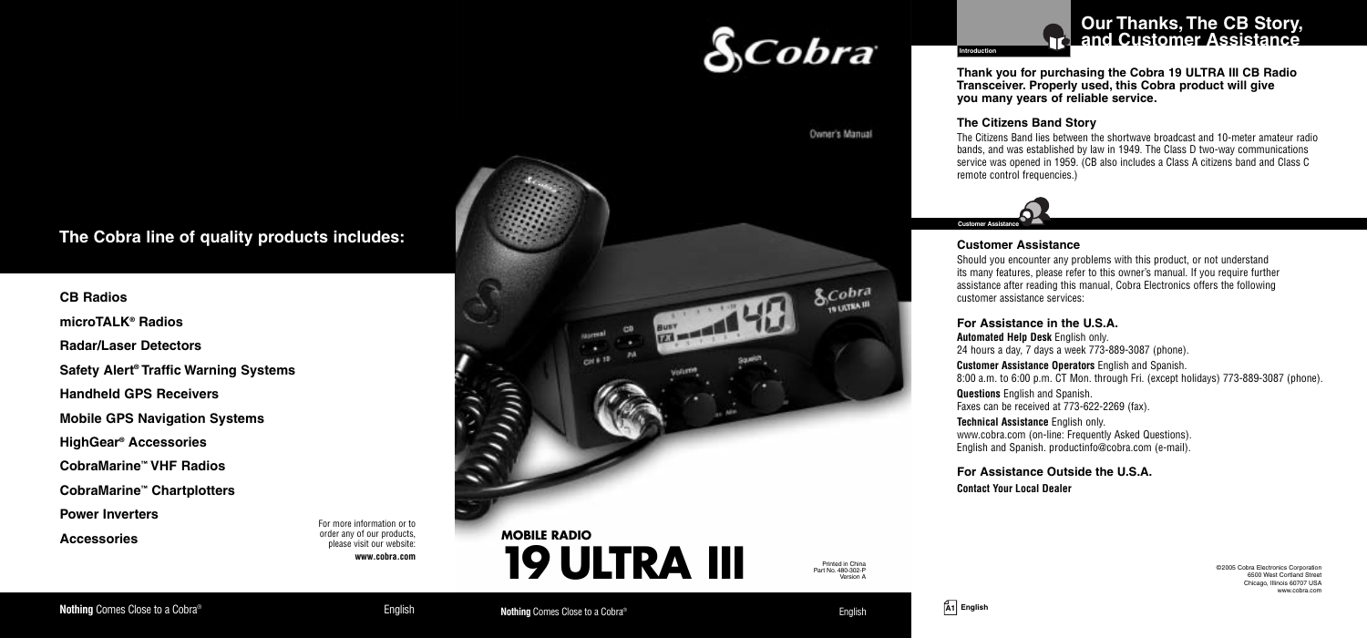## The Cobra line of quality products includes:

**CB Radios**

**microTALK® Radios**

**Radar/Laser Detectors**

**Safety Alert® Traffic Warning Systems**

**Handheld GPS Receivers**

**Mobile GPS Navigation Systems**

**HighGear® Accessories**

**CobraMarine™ VHF Radios**

**CobraMarine™ Chartplotters**

**Power Inverters**

**Accessories**

For more information or to order any of our products, please visit our website:
**www.cobra.com**

**Nothing** Comes Close to a Cobra® English

Cobra®

Owner's Manual

# MOBILE RADIO
# 19 ULTRA III

Printed in China
Part No. 480-302-P
Version A

**Nothing** Comes Close to a Cobra® English

Introduction

## Our Thanks, The CB Story, and Customer Assistance

**Thank you for purchasing the Cobra 19 ULTRA III CB Radio Transceiver. Properly used, this Cobra product will give you many years of reliable service.**

### The Citizens Band Story

The Citizens Band lies between the shortwave broadcast and 10-meter amateur radio bands, and was established by law in 1949. The Class D two-way communications service was opened in 1959. (CB also includes a Class A citizens band and Class C remote control frequencies.)

Customer Assistance

### Customer Assistance

Should you encounter any problems with this product, or not understand its many features, please refer to this owner's manual. If you require further assistance after reading this manual, Cobra Electronics offers the following customer assistance services:

### For Assistance in the U.S.A.

**Automated Help Desk** English only.
24 hours a day, 7 days a week 773-889-3087 (phone).

**Customer Assistance Operators** English and Spanish.
8:00 a.m. to 6:00 p.m. CT Mon. through Fri. (except holidays) 773-889-3087 (phone).

**Questions** English and Spanish.
Faxes can be received at 773-622-2269 (fax).

**Technical Assistance** English only.
www.cobra.com (on-line: Frequently Asked Questions).
English and Spanish. productinfo@cobra.com (e-mail).

### For Assistance Outside the U.S.A.

**Contact Your Local Dealer**

©2005 Cobra Electronics Corporation
6500 West Cortland Street
Chicago, Illinois 60707 USA
www.cobra.com

A1 **English**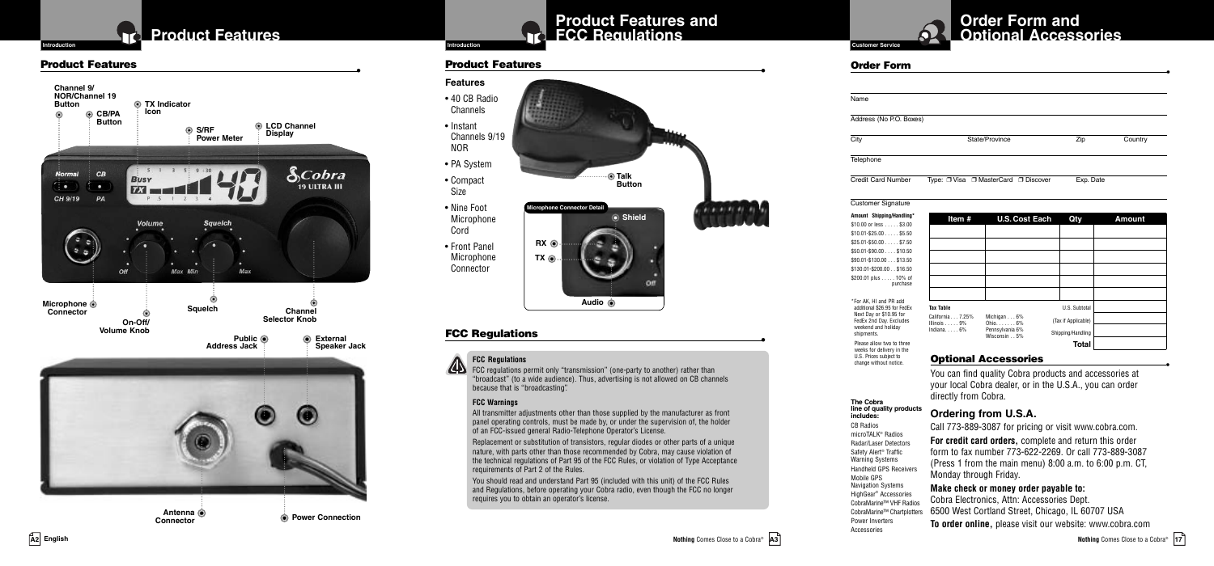# Product Features

## Product Features

Channel 9/ NOR/Channel 19 Button

CB/PA Button

TX Indicator Icon

S/RF Power Meter

LCD Channel Display

Microphone Connector

On-Off/ Volume Knob

Squelch

Channel Selector Knob

Public Address Jack

External Speaker Jack

Antenna Connector

Power Connection

# Product Features and FCC Regulations

## Product Features

### Features

- 40 CB Radio Channels
- Instant Channels 9/19 NOR
- PA System
- Compact Size
- Nine Foot Microphone Cord
- Front Panel Microphone Connector

Talk Button

Microphone Connector Detail

Shield

RX

TX

Audio

## FCC Regulations

**FCC Regulations**

FCC regulations permit only "transmission" (one-party to another) rather than "broadcast" (to a wide audience). Thus, advertising is not allowed on CB channels because that is "broadcasting".

**FCC Warnings**

All transmitter adjustments other than those supplied by the manufacturer as front panel operating controls, must be made by, or under the supervision of, the holder of an FCC-issued general Radio-Telephone Operator's License.

Replacement or substitution of transistors, regular diodes or other parts of a unique nature, with parts other than those recommended by Cobra, may cause violation of the technical regulations of Part 95 of the FCC Rules, or violation of Type Acceptance requirements of Part 2 of the Rules.

You should read and understand Part 95 (included with this unit) of the FCC Rules and Regulations, before operating your Cobra radio, even though the FCC no longer requires you to obtain an operator's license.

# Order Form and Optional Accessories

## Order Form

Name

Address (No P.O. Boxes)

City | State/Province | Zip | Country

Telephone

Credit Card Number | Type: ❐ Visa ❐ MasterCard ❐ Discover | Exp. Date

Customer Signature

**Amount Shipping/Handling***

$10.00 or less . . . . . $3.00
$10.01-$25.00 . . . . . $5.50
$25.01-$50.00 . . . . . $7.50
$50.01-$90.00 . . . . $10.50
$90.01-$130.00 . . . $13.50
$130.01-$200.00 . . $16.50
$200.01 plus . . . . . 10% of purchase

*For AK, HI and PR add additional $26.95 for FedEx Next Day or $10.95 for FedEx 2nd Day. Excludes weekend and holiday shipments.

Please allow two to three weeks for delivery in the U.S. Prices subject to change without notice.

| Item # | U.S. Cost Each | Qty | Amount |
|---|---|---|---|
| | | | |
| | | | |
| | | | |
| | | | |
| | | | |
| | | | |
| | | | |

**Tax Table**

California . . . 7.25%
Illinois . . . . . 9%
Indiana. . . . . 6%
Michigan . . . 6%
Ohio. . . . . . . 6%
Pennsylvania 6%
Wisconsin . . 5%

U.S. Subtotal

(Tax if Applicable)

Shipping/Handling

**Total**

## Optional Accessories

You can find quality Cobra products and accessories at your local Cobra dealer, or in the U.S.A., you can order directly from Cobra.

**The Cobra line of quality products includes:**

CB Radios
microTALK® Radios
Radar/Laser Detectors
Safety Alert® Traffic Warning Systems
Handheld GPS Receivers
Mobile GPS Navigation Systems
HighGear® Accessories
CobraMarine™ VHF Radios
CobraMarine™ Chartplotters
Power Inverters
Accessories

### Ordering from U.S.A.

Call 773-889-3087 for pricing or visit www.cobra.com.

**For credit card orders,** complete and return this order form to fax number 773-622-2269. Or call 773-889-3087 (Press 1 from the main menu) 8:00 a.m. to 6:00 p.m. CT, Monday through Friday.

**Make check or money order payable to:**

Cobra Electronics, Attn: Accessories Dept.
6500 West Cortland Street, Chicago, IL 60707 USA

**To order online,** please visit our website: www.cobra.com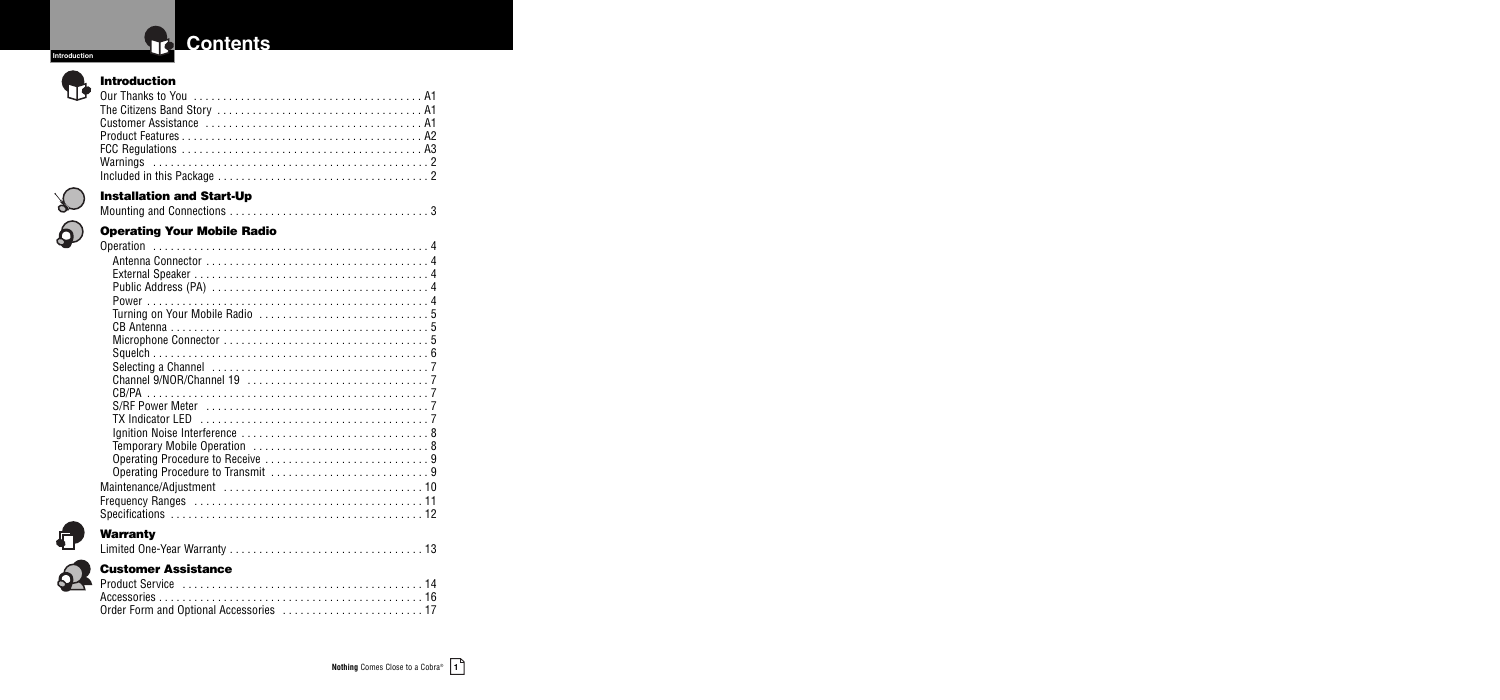# Contents

## Introduction

Our Thanks to You . . . . . . . . . . . . . . . . . . . . . . . . . . . . . . . . . . . . . . A1
The Citizens Band Story . . . . . . . . . . . . . . . . . . . . . . . . . . . . . . . . . . A1
Customer Assistance . . . . . . . . . . . . . . . . . . . . . . . . . . . . . . . . . . . . A1
Product Features . . . . . . . . . . . . . . . . . . . . . . . . . . . . . . . . . . . . . . . . A2
FCC Regulations . . . . . . . . . . . . . . . . . . . . . . . . . . . . . . . . . . . . . . . . A3
Warnings . . . . . . . . . . . . . . . . . . . . . . . . . . . . . . . . . . . . . . . . . . . . . . 2
Included in this Package . . . . . . . . . . . . . . . . . . . . . . . . . . . . . . . . . . . 2

## Installation and Start-Up

Mounting and Connections . . . . . . . . . . . . . . . . . . . . . . . . . . . . . . . . . 3

## Operating Your Mobile Radio

Operation . . . . . . . . . . . . . . . . . . . . . . . . . . . . . . . . . . . . . . . . . . . . . 4
- Antenna Connector . . . . . . . . . . . . . . . . . . . . . . . . . . . . . . . . . . . . . 4
- External Speaker . . . . . . . . . . . . . . . . . . . . . . . . . . . . . . . . . . . . . . . 4
- Public Address (PA) . . . . . . . . . . . . . . . . . . . . . . . . . . . . . . . . . . . . 4
- Power . . . . . . . . . . . . . . . . . . . . . . . . . . . . . . . . . . . . . . . . . . . . . . . 4
- Turning on Your Mobile Radio . . . . . . . . . . . . . . . . . . . . . . . . . . . . 5
- CB Antenna . . . . . . . . . . . . . . . . . . . . . . . . . . . . . . . . . . . . . . . . . . 5
- Microphone Connector . . . . . . . . . . . . . . . . . . . . . . . . . . . . . . . . . . 5
- Squelch . . . . . . . . . . . . . . . . . . . . . . . . . . . . . . . . . . . . . . . . . . . . . 6
- Selecting a Channel . . . . . . . . . . . . . . . . . . . . . . . . . . . . . . . . . . . . 7
- Channel 9/NOR/Channel 19 . . . . . . . . . . . . . . . . . . . . . . . . . . . . . . 7
- CB/PA . . . . . . . . . . . . . . . . . . . . . . . . . . . . . . . . . . . . . . . . . . . . . . . 7
- S/RF Power Meter . . . . . . . . . . . . . . . . . . . . . . . . . . . . . . . . . . . . . 7
- TX Indicator LED . . . . . . . . . . . . . . . . . . . . . . . . . . . . . . . . . . . . . . 7
- Ignition Noise Interference . . . . . . . . . . . . . . . . . . . . . . . . . . . . . . . 8
- Temporary Mobile Operation . . . . . . . . . . . . . . . . . . . . . . . . . . . . . 8
- Operating Procedure to Receive . . . . . . . . . . . . . . . . . . . . . . . . . . . 9
- Operating Procedure to Transmit . . . . . . . . . . . . . . . . . . . . . . . . . . 9

Maintenance/Adjustment . . . . . . . . . . . . . . . . . . . . . . . . . . . . . . . . . 10
Frequency Ranges . . . . . . . . . . . . . . . . . . . . . . . . . . . . . . . . . . . . . . 11
Specifications . . . . . . . . . . . . . . . . . . . . . . . . . . . . . . . . . . . . . . . . . . 12

## Warranty

Limited One-Year Warranty . . . . . . . . . . . . . . . . . . . . . . . . . . . . . . . . 13

## Customer Assistance

Product Service . . . . . . . . . . . . . . . . . . . . . . . . . . . . . . . . . . . . . . . . 14
Accessories . . . . . . . . . . . . . . . . . . . . . . . . . . . . . . . . . . . . . . . . . . . . 16
Order Form and Optional Accessories . . . . . . . . . . . . . . . . . . . . . . . 17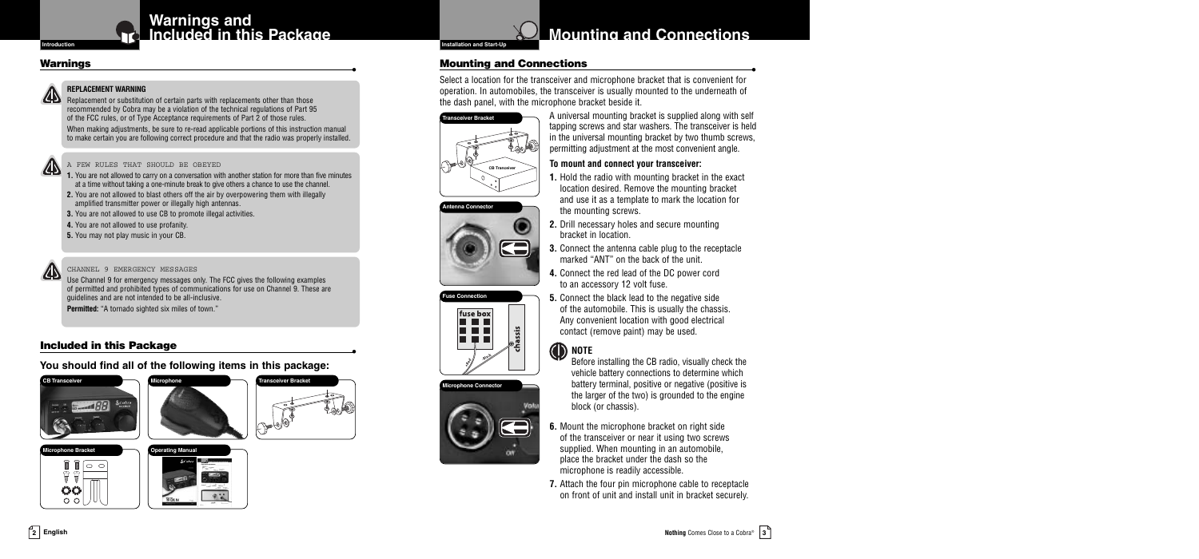# Warnings and Included in this Package

## Warnings

**REPLACEMENT WARNING**

Replacement or substitution of certain parts with replacements other than those recommended by Cobra may be a violation of the technical regulations of Part 95 of the FCC rules, or of Type Acceptance requirements of Part 2 of those rules.

When making adjustments, be sure to re-read applicable portions of this instruction manual to make certain you are following correct procedure and that the radio was properly installed.

A FEW RULES THAT SHOULD BE OBEYED

1. You are not allowed to carry on a conversation with another station for more than five minutes at a time without taking a one-minute break to give others a chance to use the channel.
2. You are not allowed to blast others off the air by overpowering them with illegally amplified transmitter power or illegally high antennas.
3. You are not allowed to use CB to promote illegal activities.
4. You are not allowed to use profanity.
5. You may not play music in your CB.

CHANNEL 9 EMERGENCY MESSAGES

Use Channel 9 for emergency messages only. The FCC gives the following examples of permitted and prohibited types of communications for use on Channel 9. These are guidelines and are not intended to be all-inclusive.

**Permitted:** "A tornado sighted six miles of town."

## Included in this Package

### You should find all of the following items in this package:

- CB Transceiver
- Microphone
- Transceiver Bracket
- Microphone Bracket
- Operating Manual

# Mounting and Connections

## Mounting and Connections

Select a location for the transceiver and microphone bracket that is convenient for operation. In automobiles, the transceiver is usually mounted to the underneath of the dash panel, with the microphone bracket beside it.

Transceiver Bracket

Antenna Connector

Fuse Connection

Microphone Connector

A universal mounting bracket is supplied along with self tapping screws and star washers. The transceiver is held in the universal mounting bracket by two thumb screws, permitting adjustment at the most convenient angle.

**To mount and connect your transceiver:**

1. Hold the radio with mounting bracket in the exact location desired. Remove the mounting bracket and use it as a template to mark the location for the mounting screws.
2. Drill necessary holes and secure mounting bracket in location.
3. Connect the antenna cable plug to the receptacle marked "ANT" on the back of the unit.
4. Connect the red lead of the DC power cord to an accessory 12 volt fuse.
5. Connect the black lead to the negative side of the automobile. This is usually the chassis. Any convenient location with good electrical contact (remove paint) may be used.

**NOTE**

Before installing the CB radio, visually check the vehicle battery connections to determine which battery terminal, positive or negative (positive is the larger of the two) is grounded to the engine block (or chassis).

6. Mount the microphone bracket on right side of the transceiver or near it using two screws supplied. When mounting in an automobile, place the bracket under the dash so the microphone is readily accessible.
7. Attach the four pin microphone cable to receptacle on front of unit and install unit in bracket securely.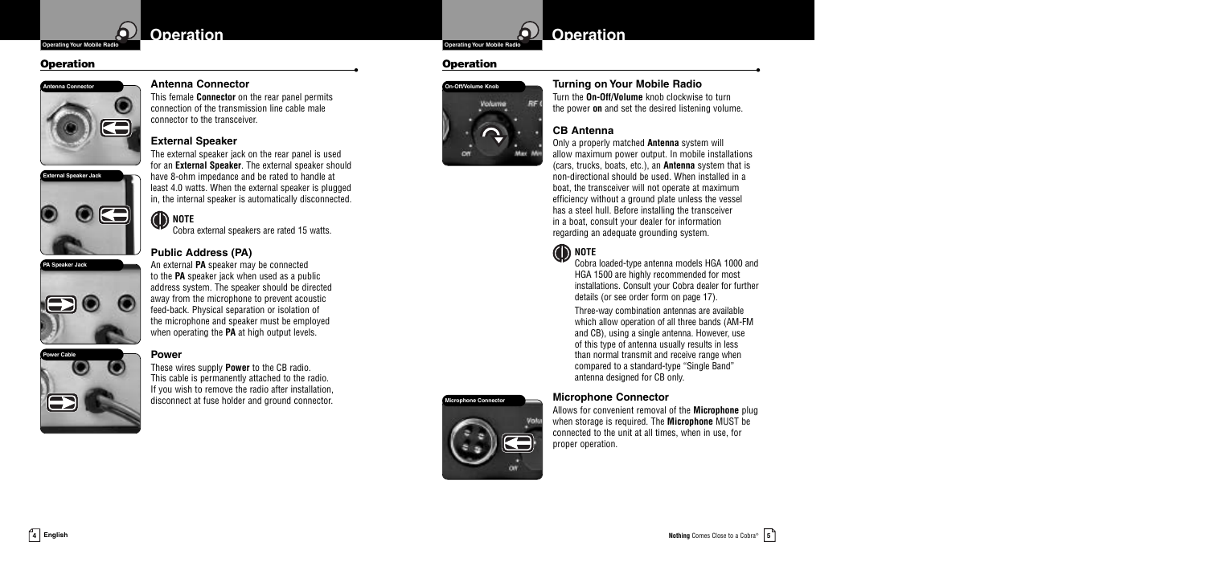## Operation

**Antenna Connector**

### Antenna Connector

This female **Connector** on the rear panel permits connection of the transmission line cable male connector to the transceiver.

**External Speaker Jack**

### External Speaker

The external speaker jack on the rear panel is used for an **External Speaker**. The external speaker should have 8-ohm impedance and be rated to handle at least 4.0 watts. When the external speaker is plugged in, the internal speaker is automatically disconnected.

**NOTE**
Cobra external speakers are rated 15 watts.

**PA Speaker Jack**

### Public Address (PA)

An external **PA** speaker may be connected to the **PA** speaker jack when used as a public address system. The speaker should be directed away from the microphone to prevent acoustic feed-back. Physical separation or isolation of the microphone and speaker must be employed when operating the **PA** at high output levels.

**Power Cable**

### Power

These wires supply **Power** to the CB radio. This cable is permanently attached to the radio. If you wish to remove the radio after installation, disconnect at fuse holder and ground connector.

## Operation

**On-Off/Volume Knob**

### Turning on Your Mobile Radio

Turn the **On-Off/Volume** knob clockwise to turn the power **on** and set the desired listening volume.

### CB Antenna

Only a properly matched **Antenna** system will allow maximum power output. In mobile installations (cars, trucks, boats, etc.), an **Antenna** system that is non-directional should be used. When installed in a boat, the transceiver will not operate at maximum efficiency without a ground plate unless the vessel has a steel hull. Before installing the transceiver in a boat, consult your dealer for information regarding an adequate grounding system.

**NOTE**
Cobra loaded-type antenna models HGA 1000 and HGA 1500 are highly recommended for most installations. Consult your Cobra dealer for further details (or see order form on page 17).

Three-way combination antennas are available which allow operation of all three bands (AM-FM and CB), using a single antenna. However, use of this type of antenna usually results in less than normal transmit and receive range when compared to a standard-type "Single Band" antenna designed for CB only.

**Microphone Connector**

### Microphone Connector

Allows for convenient removal of the **Microphone** plug when storage is required. The **Microphone** MUST be connected to the unit at all times, when in use, for proper operation.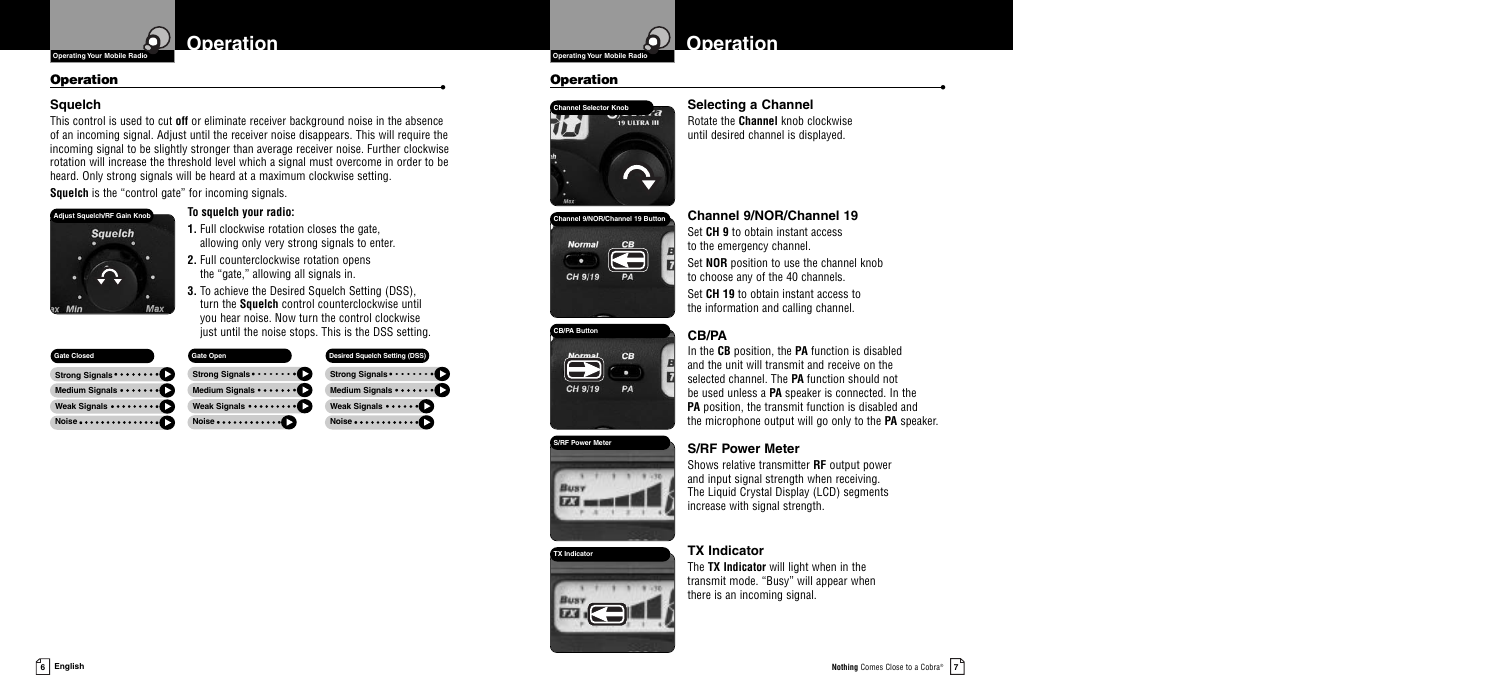## Operation

### Squelch

This control is used to cut **off** or eliminate receiver background noise in the absence of an incoming signal. Adjust until the receiver noise disappears. This will require the incoming signal to be slightly stronger than average receiver noise. Further clockwise rotation will increase the threshold level which a signal must overcome in order to be heard. Only strong signals will be heard at a maximum clockwise setting.

**Squelch** is the "control gate" for incoming signals.

Adjust Squelch/RF Gain Knob

**To squelch your radio:**

1. Full clockwise rotation closes the gate, allowing only very strong signals to enter.
2. Full counterclockwise rotation opens the "gate," allowing all signals in.
3. To achieve the Desired Squelch Setting (DSS), turn the **Squelch** control counterclockwise until you hear noise. Now turn the control clockwise just until the noise stops. This is the DSS setting.

| Gate Closed | Gate Open | Desired Squelch Setting (DSS) |
|---|---|---|
| Strong Signals | Strong Signals | Strong Signals |
| Medium Signals | Medium Signals | Medium Signals |
| Weak Signals | Weak Signals | Weak Signals |
| Noise | Noise | Noise |

## Operation

Channel Selector Knob

### Selecting a Channel

Rotate the **Channel** knob clockwise until desired channel is displayed.

Channel 9/NOR/Channel 19 Button

### Channel 9/NOR/Channel 19

Set **CH 9** to obtain instant access to the emergency channel.

Set **NOR** position to use the channel knob to choose any of the 40 channels.

Set **CH 19** to obtain instant access to the information and calling channel.

CB/PA Button

### CB/PA

In the **CB** position, the **PA** function is disabled and the unit will transmit and receive on the selected channel. The **PA** function should not be used unless a **PA** speaker is connected. In the **PA** position, the transmit function is disabled and the microphone output will go only to the **PA** speaker.

S/RF Power Meter

### S/RF Power Meter

Shows relative transmitter **RF** output power and input signal strength when receiving. The Liquid Crystal Display (LCD) segments increase with signal strength.

TX Indicator

### TX Indicator

The **TX Indicator** will light when in the transmit mode. "Busy" will appear when there is an incoming signal.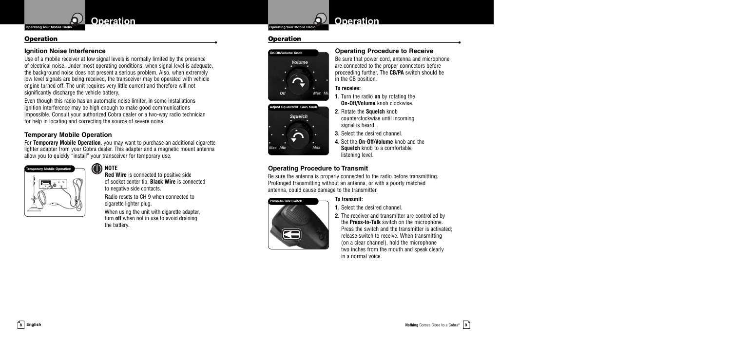## Operation

### Ignition Noise Interference

Use of a mobile receiver at low signal levels is normally limited by the presence of electrical noise. Under most operating conditions, when signal level is adequate, the background noise does not present a serious problem. Also, when extremely low level signals are being received, the transceiver may be operated with vehicle engine turned off. The unit requires very little current and therefore will not significantly discharge the vehicle battery.

Even though this radio has an automatic noise limiter, in some installations ignition interference may be high enough to make good communications impossible. Consult your authorized Cobra dealer or a two-way radio technician for help in locating and correcting the source of severe noise.

### Temporary Mobile Operation

For **Temporary Mobile Operation**, you may want to purchase an additional cigarette lighter adapter from your Cobra dealer. This adapter and a magnetic mount antenna allow you to quickly "install" your transceiver for temporary use.

Temporary Mobile Operation

**NOTE**

**Red Wire** is connected to positive side of socket center tip. **Black Wire** is connected to negative side contacts.

Radio resets to CH 9 when connected to cigarette lighter plug.

When using the unit with cigarette adapter, turn **off** when not in use to avoid draining the battery.

## Operation

On-Off/Volume Knob

Adjust Squelch/RF Gain Knob

### Operating Procedure to Receive

Be sure that power cord, antenna and microphone are connected to the proper connectors before proceeding further. The **CB/PA** switch should be in the CB position.

**To receive:**

1. Turn the radio **on** by rotating the **On-Off/Volume** knob clockwise.
2. Rotate the **Squelch** knob counterclockwise until incoming signal is heard.
3. Select the desired channel.
4. Set the **On-Off/Volume** knob and the **Squelch** knob to a comfortable listening level.

### Operating Procedure to Transmit

Be sure the antenna is properly connected to the radio before transmitting. Prolonged transmitting without an antenna, or with a poorly matched antenna, could cause damage to the transmitter.

Press-to-Talk Switch

**To transmit:**

1. Select the desired channel.
2. The receiver and transmitter are controlled by the **Press-to-Talk** switch on the microphone. Press the switch and the transmitter is activated; release switch to receive. When transmitting (on a clear channel), hold the microphone two inches from the mouth and speak clearly in a normal voice.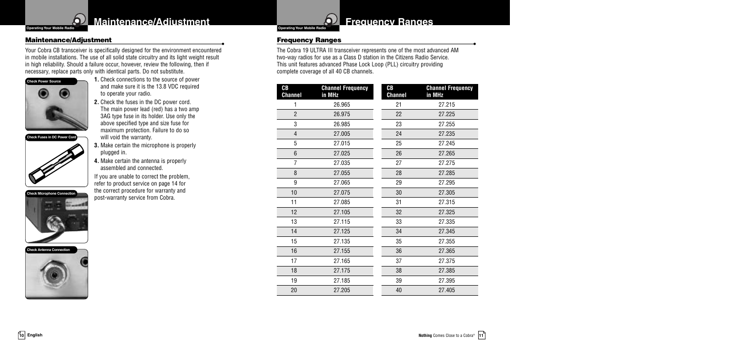## Maintenance/Adjustment

Your Cobra CB transceiver is specifically designed for the environment encountered in mobile installations. The use of all solid state circuitry and its light weight result in high reliability. Should a failure occur, however, review the following, then if necessary, replace parts only with identical parts. Do not substitute.

Check Power Source

Check Fuses in DC Power Cord

Check Microphone Connection

Check Antenna Connection

1. Check connections to the source of power and make sure it is the 13.8 VDC required to operate your radio.
2. Check the fuses in the DC power cord. The main power lead (red) has a two amp 3AG type fuse in its holder. Use only the above specified type and size fuse for maximum protection. Failure to do so will void the warranty.
3. Make certain the microphone is properly plugged in.
4. Make certain the antenna is properly assembled and connected.

If you are unable to correct the problem, refer to product service on page 14 for the correct procedure for warranty and post-warranty service from Cobra.

## Frequency Ranges

The Cobra 19 ULTRA III transceiver represents one of the most advanced AM two-way radios for use as a Class D station in the Citizens Radio Service. This unit features advanced Phase Lock Loop (PLL) circuitry providing complete coverage of all 40 CB channels.

| CB Channel | Channel Frequency in MHz | CB Channel | Channel Frequency in MHz |
|---|---|---|---|
| 1 | 26.965 | 21 | 27.215 |
| 2 | 26.975 | 22 | 27.225 |
| 3 | 26.985 | 23 | 27.255 |
| 4 | 27.005 | 24 | 27.235 |
| 5 | 27.015 | 25 | 27.245 |
| 6 | 27.025 | 26 | 27.265 |
| 7 | 27.035 | 27 | 27.275 |
| 8 | 27.055 | 28 | 27.285 |
| 9 | 27.065 | 29 | 27.295 |
| 10 | 27.075 | 30 | 27.305 |
| 11 | 27.085 | 31 | 27.315 |
| 12 | 27.105 | 32 | 27.325 |
| 13 | 27.115 | 33 | 27.335 |
| 14 | 27.125 | 34 | 27.345 |
| 15 | 27.135 | 35 | 27.355 |
| 16 | 27.155 | 36 | 27.365 |
| 17 | 27.165 | 37 | 27.375 |
| 18 | 27.175 | 38 | 27.385 |
| 19 | 27.185 | 39 | 27.395 |
| 20 | 27.205 | 40 | 27.405 |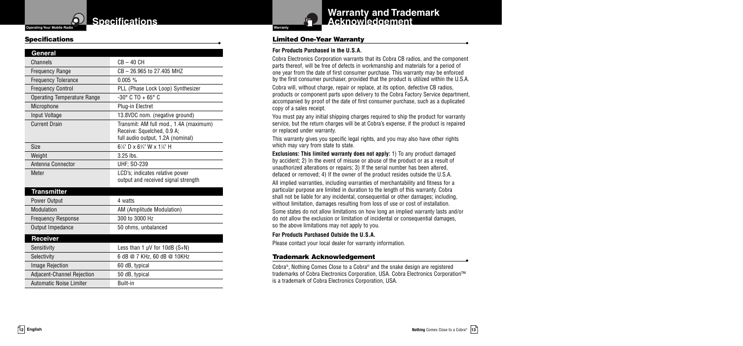# Specifications

## Specifications

| General | |
|---|---|
| Channels | CB – 40 CH |
| Frequency Range | CB – 26.965 to 27.405 MHZ |
| Frequency Tolerance | 0.005 % |
| Frequency Control | PLL (Phase Lock Loop) Synthesizer |
| Operating Temperature Range | -30° C TO + 65° C |
| Microphone | Plug-in Electret |
| Input Voltage | 13.8VDC nom. (negative ground) |
| Current Drain | Transmit: AM full mod., 1.4A (maximum) Receive: Squelched, 0.9 A; full audio output, 1.2A (nominal) |
| Size | 6⅞" D x 6¾" W x 1⅝" H |
| Weight | 3.25 lbs. |
| Antenna Connector | UHF; SO-239 |
| Meter | LCD's; indicates relative power output and received signal strength |

| Transmitter | |
|---|---|
| Power Output | 4 watts |
| Modulation | AM (Amplitude Modulation) |
| Frequency Response | 300 to 3000 Hz |
| Output Impedance | 50 ohms, unbalanced |

| Receiver | |
|---|---|
| Sensitivity | Less than 1 µV for 10dB (S+N) |
| Selectivity | 6 dB @ 7 KHz, 60 dB @ 10KHz |
| Image Rejection | 60 dB, typical |
| Adjacent-Channel Rejection | 50 dB, typical |
| Automatic Noise Limiter | Built-in |

# Warranty and Trademark Acknowledgement

## Limited One-Year Warranty

**For Products Purchased in the U.S.A.**

Cobra Electronics Corporation warrants that its Cobra CB radios, and the component parts thereof, will be free of defects in workmanship and materials for a period of one year from the date of first consumer purchase. This warranty may be enforced by the first consumer purchaser, provided that the product is utilized within the U.S.A.

Cobra will, without charge, repair or replace, at its option, defective CB radios, products or component parts upon delivery to the Cobra Factory Service department, accompanied by proof of the date of first consumer purchase, such as a duplicated copy of a sales receipt.

You must pay any initial shipping charges required to ship the product for warranty service, but the return charges will be at Cobra's expense, if the product is repaired or replaced under warranty.

This warranty gives you specific legal rights, and you may also have other rights which may vary from state to state.

**Exclusions: This limited warranty does not apply:** 1) To any product damaged by accident; 2) In the event of misuse or abuse of the product or as a result of unauthorized alterations or repairs; 3) If the serial number has been altered, defaced or removed; 4) If the owner of the product resides outside the U.S.A.

All implied warranties, including warranties of merchantability and fitness for a particular purpose are limited in duration to the length of this warranty. Cobra shall not be liable for any incidental, consequential or other damages; including, without limitation, damages resulting from loss of use or cost of installation.

Some states do not allow limitations on how long an implied warranty lasts and/or do not allow the exclusion or limitation of incidental or consequential damages, so the above limitations may not apply to you.

**For Products Purchased Outside the U.S.A.**

Please contact your local dealer for warranty information.

## Trademark Acknowledgement

Cobra®, Nothing Comes Close to a Cobra® and the snake design are registered trademarks of Cobra Electronics Corporation, USA. Cobra Electronics Corporation™ is a trademark of Cobra Electronics Corporation, USA.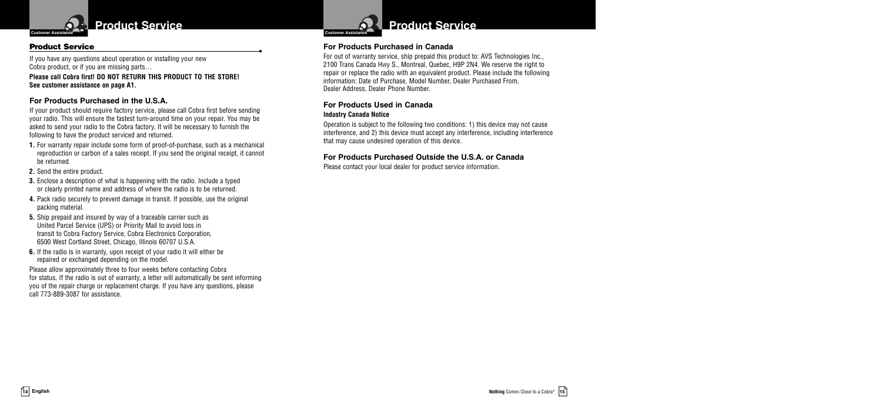## Product Service

If you have any questions about operation or installing your new Cobra product, or if you are missing parts…

**Please call Cobra first! DO NOT RETURN THIS PRODUCT TO THE STORE! See customer assistance on page A1.**

### For Products Purchased in the U.S.A.

If your product should require factory service, please call Cobra first before sending your radio. This will ensure the fastest turn-around time on your repair. You may be asked to send your radio to the Cobra factory. It will be necessary to furnish the following to have the product serviced and returned.

1. For warranty repair include some form of proof-of-purchase, such as a mechanical reproduction or carbon of a sales receipt. If you send the original receipt, it cannot be returned.
2. Send the entire product.
3. Enclose a description of what is happening with the radio. Include a typed or clearly printed name and address of where the radio is to be returned.
4. Pack radio securely to prevent damage in transit. If possible, use the original packing material.
5. Ship prepaid and insured by way of a traceable carrier such as United Parcel Service (UPS) or Priority Mail to avoid loss in transit to Cobra Factory Service, Cobra Electronics Corporation, 6500 West Cortland Street, Chicago, Illinois 60707 U.S.A.
6. If the radio is in warranty, upon receipt of your radio it will either be repaired or exchanged depending on the model.

Please allow approximately three to four weeks before contacting Cobra for status. If the radio is out of warranty, a letter will automatically be sent informing you of the repair charge or replacement charge. If you have any questions, please call 773-889-3087 for assistance.

### For Products Purchased in Canada

For out of warranty service, ship prepaid this product to: AVS Technologies Inc., 2100 Trans Canada Hwy S., Montreal, Quebec, H9P 2N4. We reserve the right to repair or replace the radio with an equivalent product. Please include the following information: Date of Purchase, Model Number, Dealer Purchased From, Dealer Address, Dealer Phone Number.

### For Products Used in Canada

**Industry Canada Notice**

Operation is subject to the following two conditions: 1) this device may not cause interference, and 2) this device must accept any interference, including interference that may cause undesired operation of this device.

### For Products Purchased Outside the U.S.A. or Canada

Please contact your local dealer for product service information.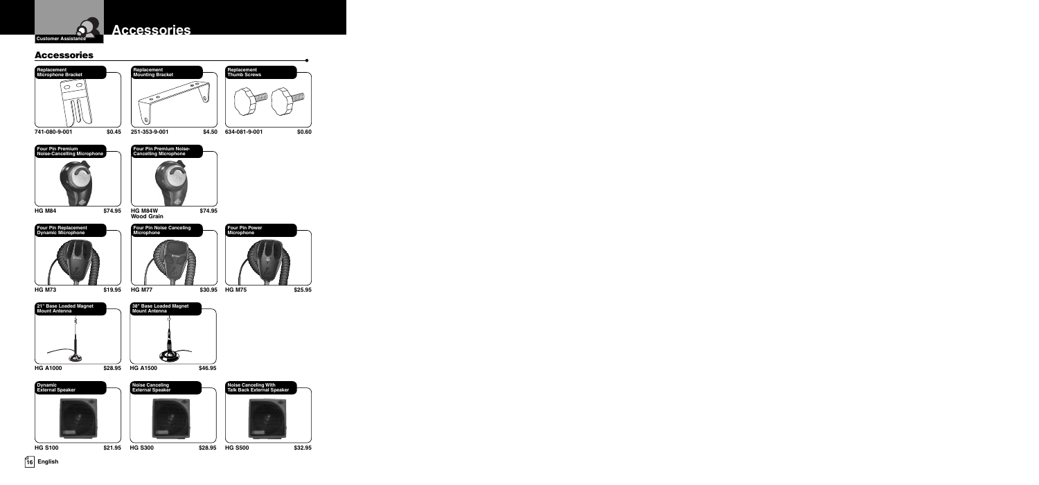# Accessories

## Accessories

**Replacement Microphone Bracket**
741-080-9-001 $0.45

**Replacement Mounting Bracket**
251-353-9-001 $4.50

**Replacement Thumb Screws**
634-081-9-001 $0.60

**Four Pin Premium Noise-Cancelling Microphone**
HG M84 $74.95

**Four Pin Premium Noise-Cancelling Microphone**
HG M84W Wood Grain $74.95

**Four Pin Replacement Dynamic Microphone**
HG M73 $19.95

**Four Pin Noise Canceling Microphone**
HG M77 $30.95

**Four Pin Power Microphone**
HG M75 $25.95

**21" Base Loaded Magnet Mount Antenna**
HG A1000 $28.95

**38" Base Loaded Magnet Mount Antenna**
HG A1500 $46.95

**Dynamic External Speaker**
HG S100 $21.95

**Noise Canceling External Speaker**
HG S300 $28.95

**Noise Canceling With Talk Back External Speaker**
HG S500 $32.95